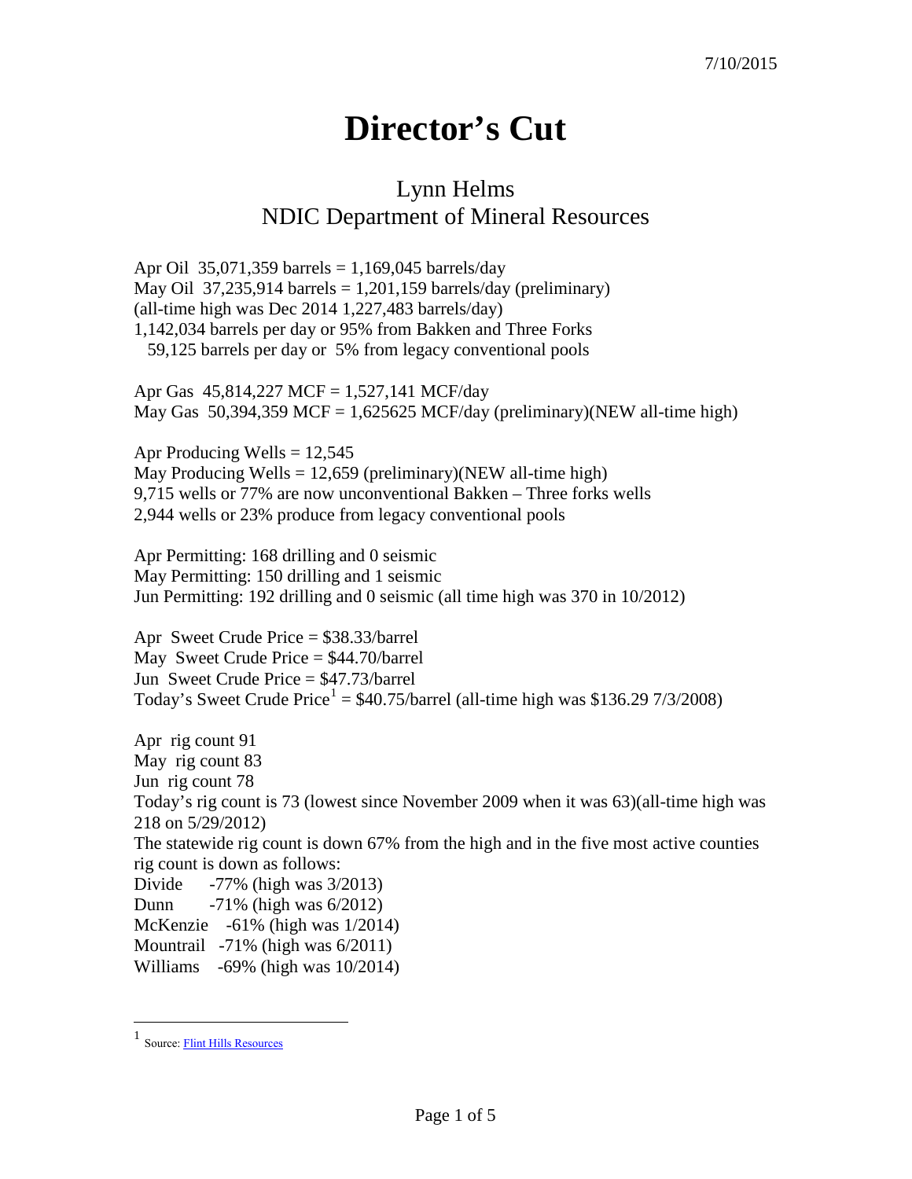7/10/2015

# Director's Cut

## Lynn Helms
## NDIC Department of Mineral Resources

Apr Oil 35,071,359 barrels = 1,169,045 barrels/day
May Oil 37,235,914 barrels = 1,201,159 barrels/day (preliminary)
(all-time high was Dec 2014 1,227,483 barrels/day)
1,142,034 barrels per day or 95% from Bakken and Three Forks
59,125 barrels per day or 5% from legacy conventional pools

Apr Gas 45,814,227 MCF = 1,527,141 MCF/day
May Gas 50,394,359 MCF = 1,625625 MCF/day (preliminary)(NEW all-time high)

Apr Producing Wells = 12,545
May Producing Wells = 12,659 (preliminary)(NEW all-time high)
9,715 wells or 77% are now unconventional Bakken – Three forks wells
2,944 wells or 23% produce from legacy conventional pools

Apr Permitting: 168 drilling and 0 seismic
May Permitting: 150 drilling and 1 seismic
Jun Permitting: 192 drilling and 0 seismic (all time high was 370 in 10/2012)

Apr Sweet Crude Price = $38.33/barrel
May Sweet Crude Price = $44.70/barrel
Jun Sweet Crude Price = $47.73/barrel
Today's Sweet Crude Price[1] = $40.75/barrel (all-time high was $136.29 7/3/2008)

Apr rig count 91
May rig count 83
Jun rig count 78
Today's rig count is 73 (lowest since November 2009 when it was 63)(all-time high was 218 on 5/29/2012)
The statewide rig count is down 67% from the high and in the five most active counties rig count is down as follows:
Divide -77% (high was 3/2013)
Dunn -71% (high was 6/2012)
McKenzie -61% (high was 1/2014)
Mountrail -71% (high was 6/2011)
Williams -69% (high was 10/2014)

---

[1] Source: Flint Hills Resources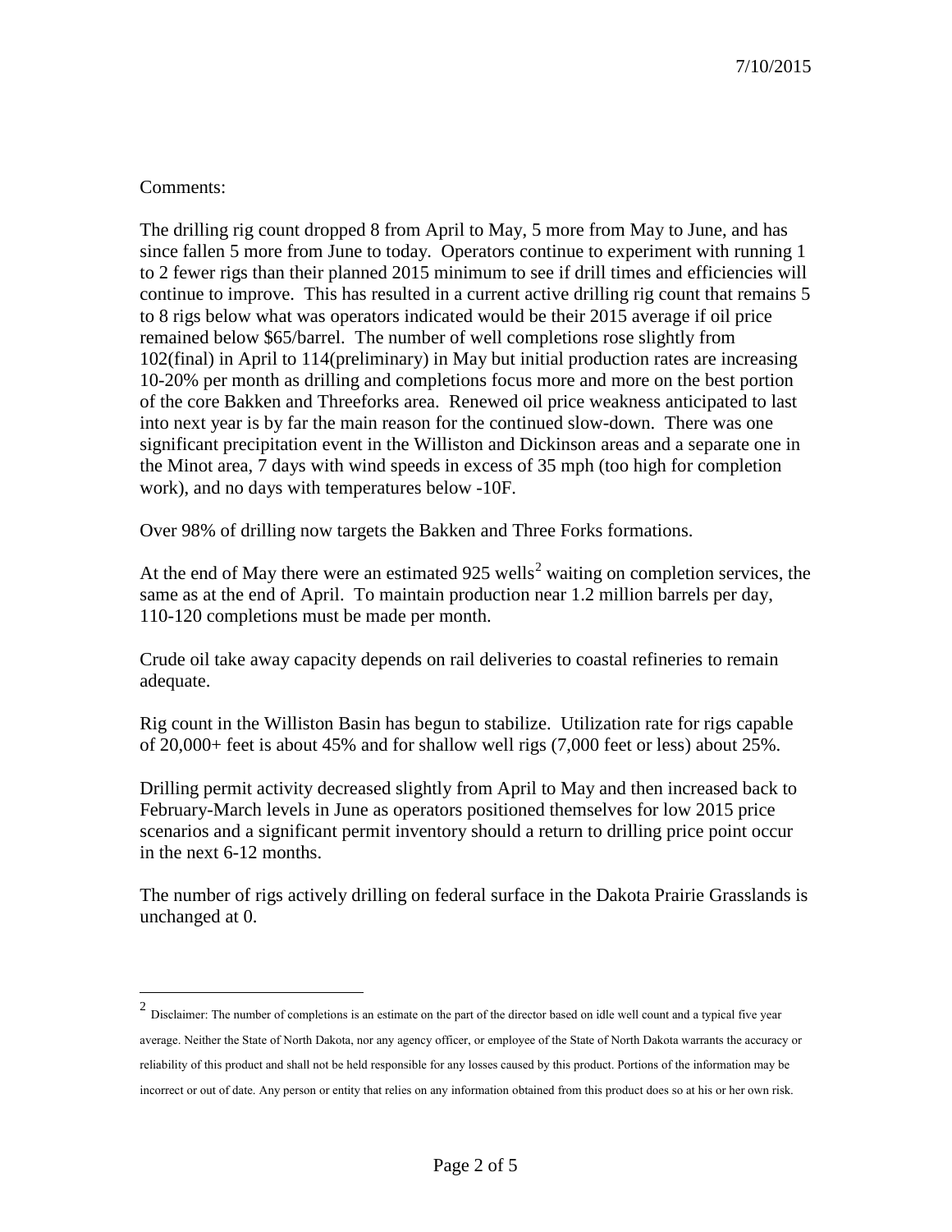7/10/2015

Comments:

The drilling rig count dropped 8 from April to May, 5 more from May to June, and has since fallen 5 more from June to today. Operators continue to experiment with running 1 to 2 fewer rigs than their planned 2015 minimum to see if drill times and efficiencies will continue to improve. This has resulted in a current active drilling rig count that remains 5 to 8 rigs below what was operators indicated would be their 2015 average if oil price remained below $65/barrel. The number of well completions rose slightly from 102(final) in April to 114(preliminary) in May but initial production rates are increasing 10-20% per month as drilling and completions focus more and more on the best portion of the core Bakken and Threeforks area. Renewed oil price weakness anticipated to last into next year is by far the main reason for the continued slow-down. There was one significant precipitation event in the Williston and Dickinson areas and a separate one in the Minot area, 7 days with wind speeds in excess of 35 mph (too high for completion work), and no days with temperatures below -10F.

Over 98% of drilling now targets the Bakken and Three Forks formations.

At the end of May there were an estimated 925 wells[2] waiting on completion services, the same as at the end of April. To maintain production near 1.2 million barrels per day, 110-120 completions must be made per month.

Crude oil take away capacity depends on rail deliveries to coastal refineries to remain adequate.

Rig count in the Williston Basin has begun to stabilize. Utilization rate for rigs capable of 20,000+ feet is about 45% and for shallow well rigs (7,000 feet or less) about 25%.

Drilling permit activity decreased slightly from April to May and then increased back to February-March levels in June as operators positioned themselves for low 2015 price scenarios and a significant permit inventory should a return to drilling price point occur in the next 6-12 months.

The number of rigs actively drilling on federal surface in the Dakota Prairie Grasslands is unchanged at 0.

---

[2] Disclaimer: The number of completions is an estimate on the part of the director based on idle well count and a typical five year average. Neither the State of North Dakota, nor any agency officer, or employee of the State of North Dakota warrants the accuracy or reliability of this product and shall not be held responsible for any losses caused by this product. Portions of the information may be incorrect or out of date. Any person or entity that relies on any information obtained from this product does so at his or her own risk.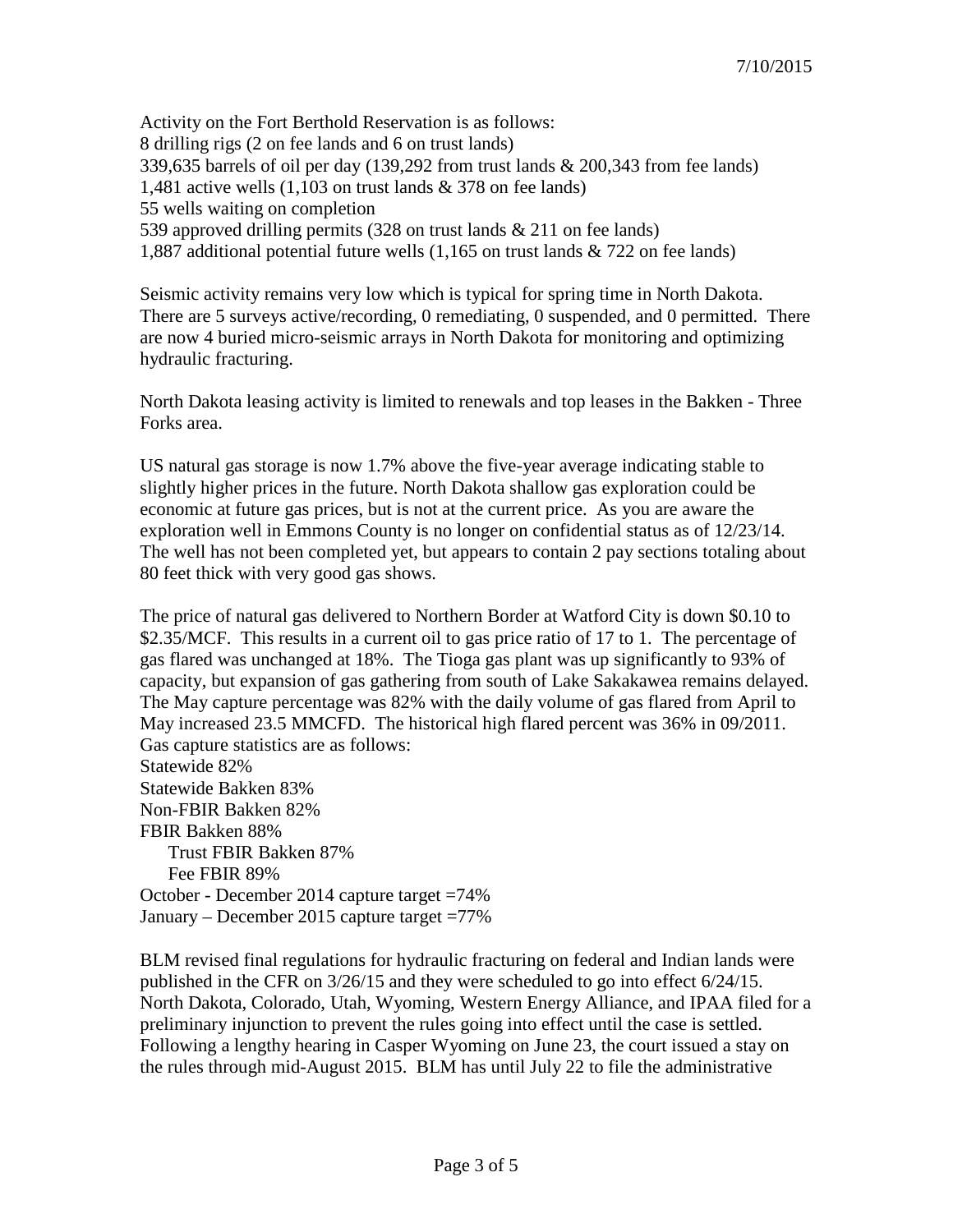7/10/2015

Activity on the Fort Berthold Reservation is as follows:
8 drilling rigs (2 on fee lands and 6 on trust lands)
339,635 barrels of oil per day (139,292 from trust lands & 200,343 from fee lands)
1,481 active wells (1,103 on trust lands & 378 on fee lands)
55 wells waiting on completion
539 approved drilling permits (328 on trust lands & 211 on fee lands)
1,887 additional potential future wells (1,165 on trust lands & 722 on fee lands)

Seismic activity remains very low which is typical for spring time in North Dakota. There are 5 surveys active/recording, 0 remediating, 0 suspended, and 0 permitted. There are now 4 buried micro-seismic arrays in North Dakota for monitoring and optimizing hydraulic fracturing.

North Dakota leasing activity is limited to renewals and top leases in the Bakken - Three Forks area.

US natural gas storage is now 1.7% above the five-year average indicating stable to slightly higher prices in the future. North Dakota shallow gas exploration could be economic at future gas prices, but is not at the current price. As you are aware the exploration well in Emmons County is no longer on confidential status as of 12/23/14. The well has not been completed yet, but appears to contain 2 pay sections totaling about 80 feet thick with very good gas shows.

The price of natural gas delivered to Northern Border at Watford City is down $0.10 to $2.35/MCF. This results in a current oil to gas price ratio of 17 to 1. The percentage of gas flared was unchanged at 18%. The Tioga gas plant was up significantly to 93% of capacity, but expansion of gas gathering from south of Lake Sakakawea remains delayed. The May capture percentage was 82% with the daily volume of gas flared from April to May increased 23.5 MMCFD. The historical high flared percent was 36% in 09/2011. Gas capture statistics are as follows:
Statewide 82%
Statewide Bakken 83%
Non-FBIR Bakken 82%
FBIR Bakken 88%
    Trust FBIR Bakken 87%
    Fee FBIR 89%
October - December 2014 capture target =74%
January – December 2015 capture target =77%

BLM revised final regulations for hydraulic fracturing on federal and Indian lands were published in the CFR on 3/26/15 and they were scheduled to go into effect 6/24/15. North Dakota, Colorado, Utah, Wyoming, Western Energy Alliance, and IPAA filed for a preliminary injunction to prevent the rules going into effect until the case is settled. Following a lengthy hearing in Casper Wyoming on June 23, the court issued a stay on the rules through mid-August 2015. BLM has until July 22 to file the administrative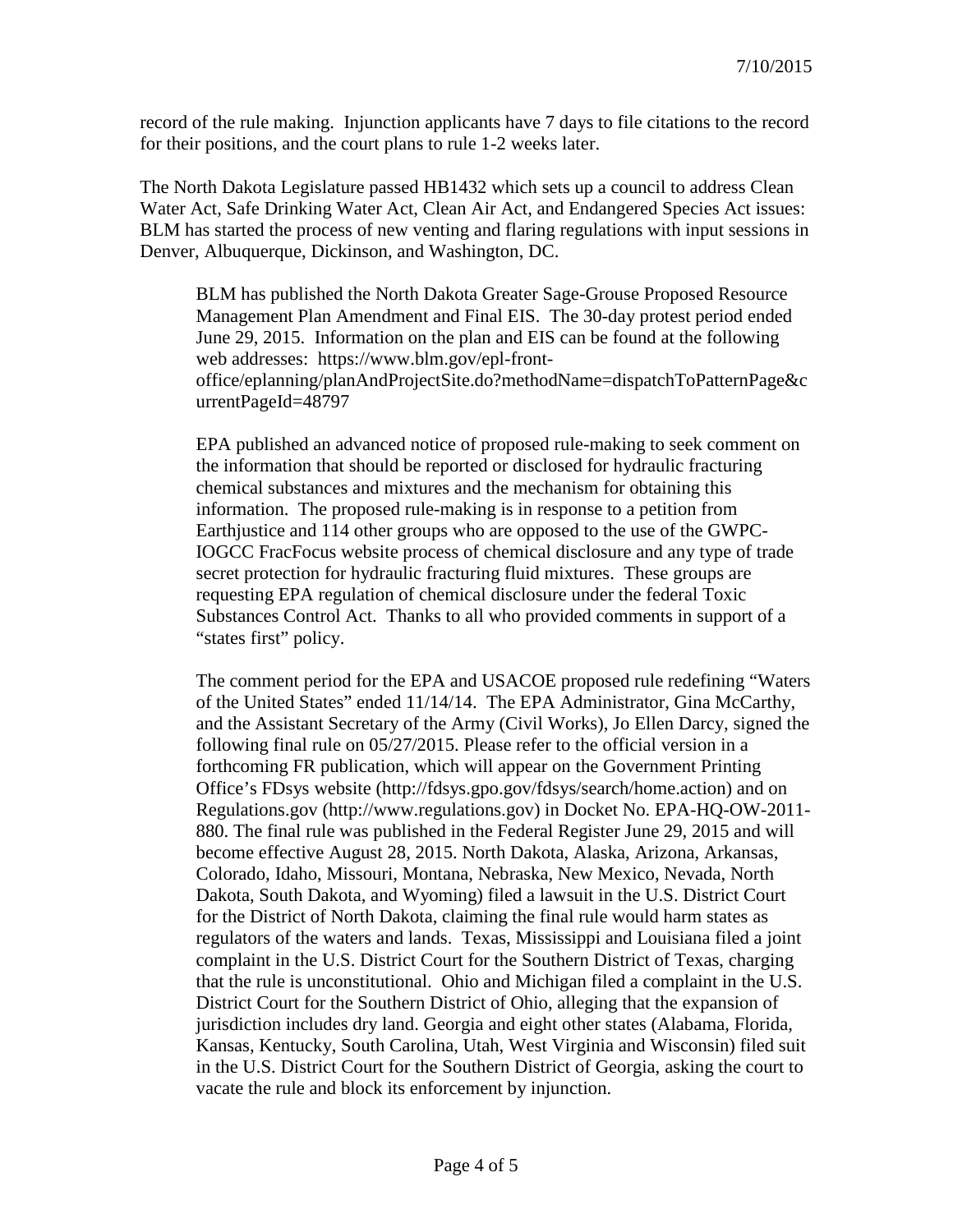record of the rule making. Injunction applicants have 7 days to file citations to the record for their positions, and the court plans to rule 1-2 weeks later.

The North Dakota Legislature passed HB1432 which sets up a council to address Clean Water Act, Safe Drinking Water Act, Clean Air Act, and Endangered Species Act issues: BLM has started the process of new venting and flaring regulations with input sessions in Denver, Albuquerque, Dickinson, and Washington, DC.

> BLM has published the North Dakota Greater Sage-Grouse Proposed Resource Management Plan Amendment and Final EIS. The 30-day protest period ended June 29, 2015. Information on the plan and EIS can be found at the following web addresses: https://www.blm.gov/epl-front-office/eplanning/planAndProjectSite.do?methodName=dispatchToPatternPage&currentPageId=48797
>
> EPA published an advanced notice of proposed rule-making to seek comment on the information that should be reported or disclosed for hydraulic fracturing chemical substances and mixtures and the mechanism for obtaining this information. The proposed rule-making is in response to a petition from Earthjustice and 114 other groups who are opposed to the use of the GWPC-IOGCC FracFocus website process of chemical disclosure and any type of trade secret protection for hydraulic fracturing fluid mixtures. These groups are requesting EPA regulation of chemical disclosure under the federal Toxic Substances Control Act. Thanks to all who provided comments in support of a "states first" policy.
>
> The comment period for the EPA and USACOE proposed rule redefining "Waters of the United States" ended 11/14/14. The EPA Administrator, Gina McCarthy, and the Assistant Secretary of the Army (Civil Works), Jo Ellen Darcy, signed the following final rule on 05/27/2015. Please refer to the official version in a forthcoming FR publication, which will appear on the Government Printing Office's FDsys website (http://fdsys.gpo.gov/fdsys/search/home.action) and on Regulations.gov (http://www.regulations.gov) in Docket No. EPA-HQ-OW-2011-880. The final rule was published in the Federal Register June 29, 2015 and will become effective August 28, 2015. North Dakota, Alaska, Arizona, Arkansas, Colorado, Idaho, Missouri, Montana, Nebraska, New Mexico, Nevada, North Dakota, South Dakota, and Wyoming) filed a lawsuit in the U.S. District Court for the District of North Dakota, claiming the final rule would harm states as regulators of the waters and lands. Texas, Mississippi and Louisiana filed a joint complaint in the U.S. District Court for the Southern District of Texas, charging that the rule is unconstitutional. Ohio and Michigan filed a complaint in the U.S. District Court for the Southern District of Ohio, alleging that the expansion of jurisdiction includes dry land. Georgia and eight other states (Alabama, Florida, Kansas, Kentucky, South Carolina, Utah, West Virginia and Wisconsin) filed suit in the U.S. District Court for the Southern District of Georgia, asking the court to vacate the rule and block its enforcement by injunction.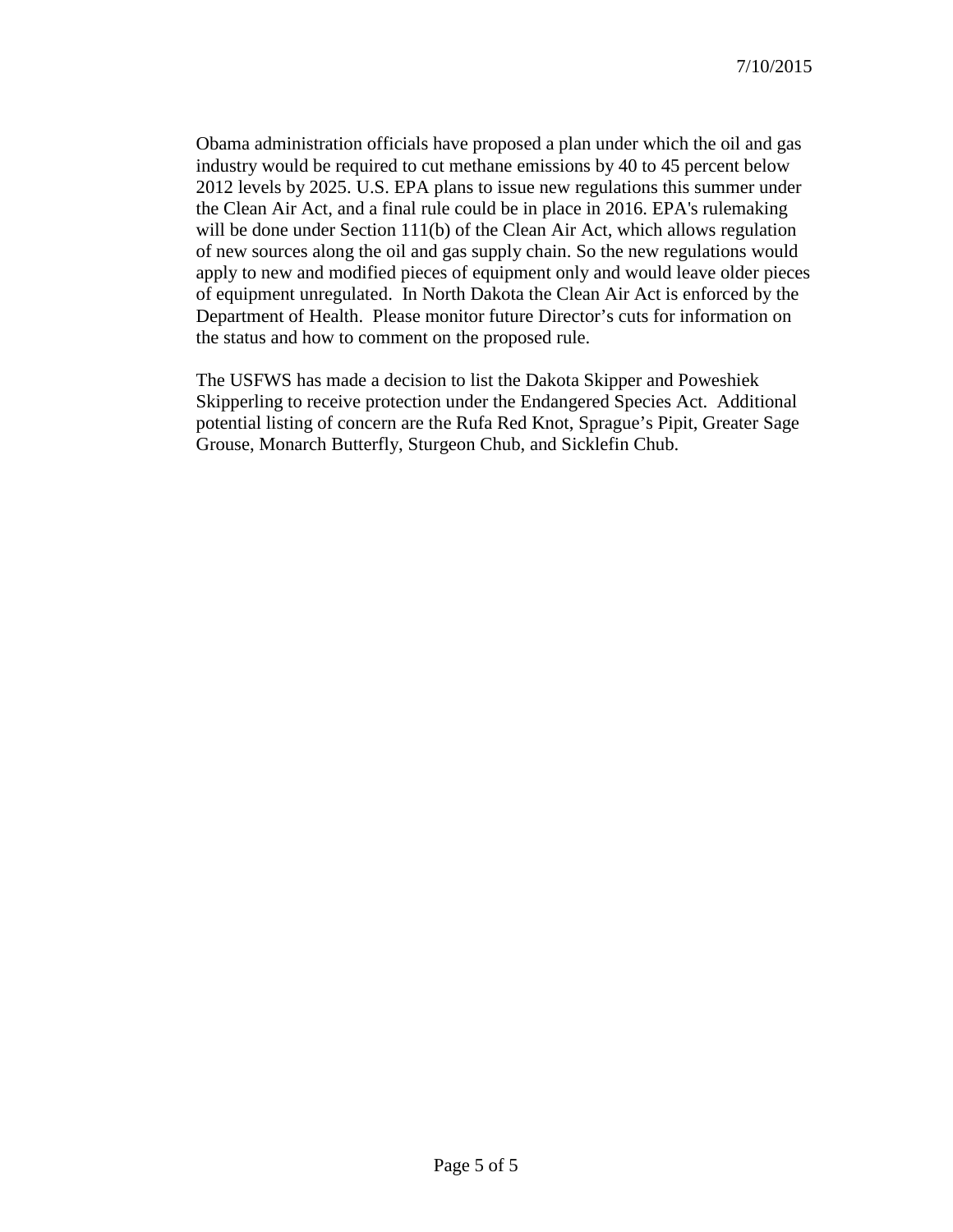Obama administration officials have proposed a plan under which the oil and gas industry would be required to cut methane emissions by 40 to 45 percent below 2012 levels by 2025. U.S. EPA plans to issue new regulations this summer under the Clean Air Act, and a final rule could be in place in 2016. EPA's rulemaking will be done under Section 111(b) of the Clean Air Act, which allows regulation of new sources along the oil and gas supply chain. So the new regulations would apply to new and modified pieces of equipment only and would leave older pieces of equipment unregulated. In North Dakota the Clean Air Act is enforced by the Department of Health. Please monitor future Director's cuts for information on the status and how to comment on the proposed rule.

The USFWS has made a decision to list the Dakota Skipper and Poweshiek Skipperling to receive protection under the Endangered Species Act. Additional potential listing of concern are the Rufa Red Knot, Sprague's Pipit, Greater Sage Grouse, Monarch Butterfly, Sturgeon Chub, and Sicklefin Chub.